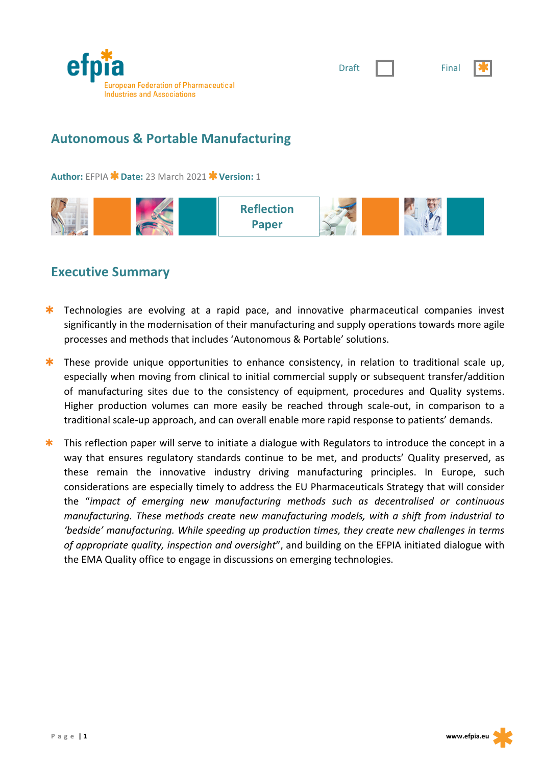efpia

European Federation of Pharmaceutical Industries and Associations

Draft ☐ Final ☒

# Autonomous & Portable Manufacturing

**Author:** EFPIA **Date:** 23 March 2021 **Version:** 1

**Reflection Paper**

## Executive Summary

- Technologies are evolving at a rapid pace, and innovative pharmaceutical companies invest significantly in the modernisation of their manufacturing and supply operations towards more agile processes and methods that includes 'Autonomous & Portable' solutions.
- These provide unique opportunities to enhance consistency, in relation to traditional scale up, especially when moving from clinical to initial commercial supply or subsequent transfer/addition of manufacturing sites due to the consistency of equipment, procedures and Quality systems. Higher production volumes can more easily be reached through scale-out, in comparison to a traditional scale-up approach, and can overall enable more rapid response to patients' demands.
- This reflection paper will serve to initiate a dialogue with Regulators to introduce the concept in a way that ensures regulatory standards continue to be met, and products' Quality preserved, as these remain the innovative industry driving manufacturing principles. In Europe, such considerations are especially timely to address the EU Pharmaceuticals Strategy that will consider the "*impact of emerging new manufacturing methods such as decentralised or continuous manufacturing. These methods create new manufacturing models, with a shift from industrial to 'bedside' manufacturing. While speeding up production times, they create new challenges in terms of appropriate quality, inspection and oversight*", and building on the EFPIA initiated dialogue with the EMA Quality office to engage in discussions on emerging technologies.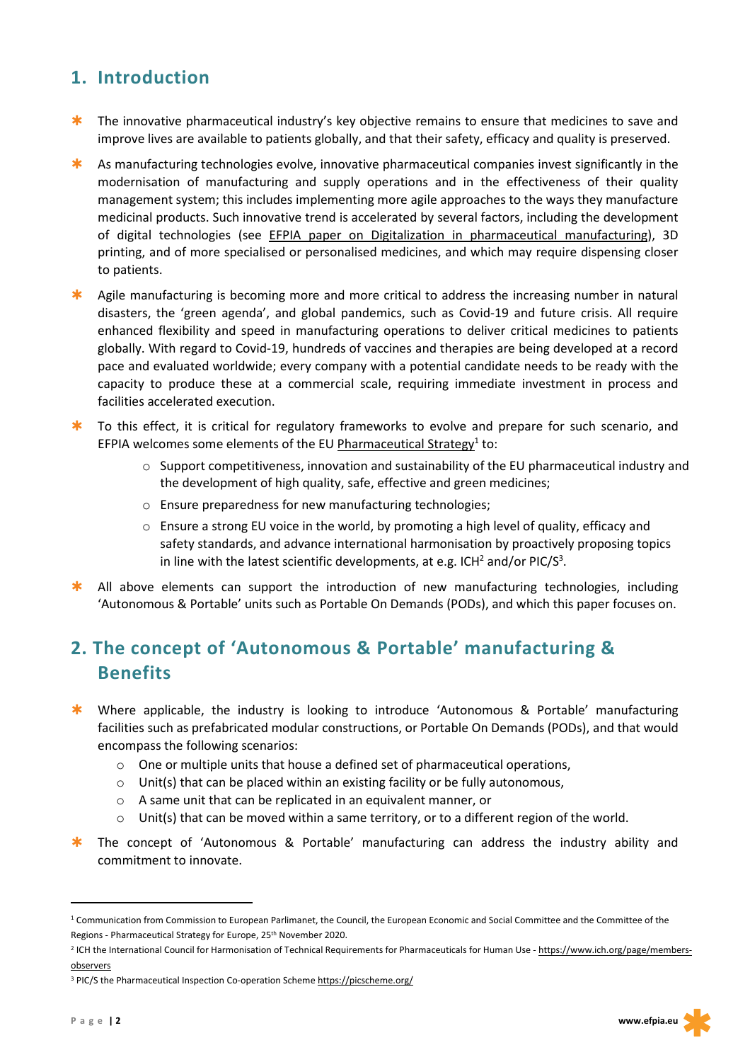## 1. Introduction

- The innovative pharmaceutical industry's key objective remains to ensure that medicines to save and improve lives are available to patients globally, and that their safety, efficacy and quality is preserved.
- As manufacturing technologies evolve, innovative pharmaceutical companies invest significantly in the modernisation of manufacturing and supply operations and in the effectiveness of their quality management system; this includes implementing more agile approaches to the ways they manufacture medicinal products. Such innovative trend is accelerated by several factors, including the development of digital technologies (see EFPIA paper on Digitalization in pharmaceutical manufacturing), 3D printing, and of more specialised or personalised medicines, and which may require dispensing closer to patients.
- Agile manufacturing is becoming more and more critical to address the increasing number in natural disasters, the 'green agenda', and global pandemics, such as Covid-19 and future crisis. All require enhanced flexibility and speed in manufacturing operations to deliver critical medicines to patients globally. With regard to Covid-19, hundreds of vaccines and therapies are being developed at a record pace and evaluated worldwide; every company with a potential candidate needs to be ready with the capacity to produce these at a commercial scale, requiring immediate investment in process and facilities accelerated execution.
- To this effect, it is critical for regulatory frameworks to evolve and prepare for such scenario, and EFPIA welcomes some elements of the EU Pharmaceutical Strategy[1] to:
  - Support competitiveness, innovation and sustainability of the EU pharmaceutical industry and the development of high quality, safe, effective and green medicines;
  - Ensure preparedness for new manufacturing technologies;
  - Ensure a strong EU voice in the world, by promoting a high level of quality, efficacy and safety standards, and advance international harmonisation by proactively proposing topics in line with the latest scientific developments, at e.g. ICH[2] and/or PIC/S[3].
- All above elements can support the introduction of new manufacturing technologies, including 'Autonomous & Portable' units such as Portable On Demands (PODs), and which this paper focuses on.

## 2. The concept of 'Autonomous & Portable' manufacturing & Benefits

- Where applicable, the industry is looking to introduce 'Autonomous & Portable' manufacturing facilities such as prefabricated modular constructions, or Portable On Demands (PODs), and that would encompass the following scenarios:
  - One or multiple units that house a defined set of pharmaceutical operations,
  - Unit(s) that can be placed within an existing facility or be fully autonomous,
  - A same unit that can be replicated in an equivalent manner, or
  - Unit(s) that can be moved within a same territory, or to a different region of the world.
- The concept of 'Autonomous & Portable' manufacturing can address the industry ability and commitment to innovate.

---

[1] Communication from Commission to European Parlimanet, the Council, the European Economic and Social Committee and the Committee of the Regions - Pharmaceutical Strategy for Europe, 25th November 2020.

[2] ICH the International Council for Harmonisation of Technical Requirements for Pharmaceuticals for Human Use - https://www.ich.org/page/members-observers

[3] PIC/S the Pharmaceutical Inspection Co-operation Scheme https://picscheme.org/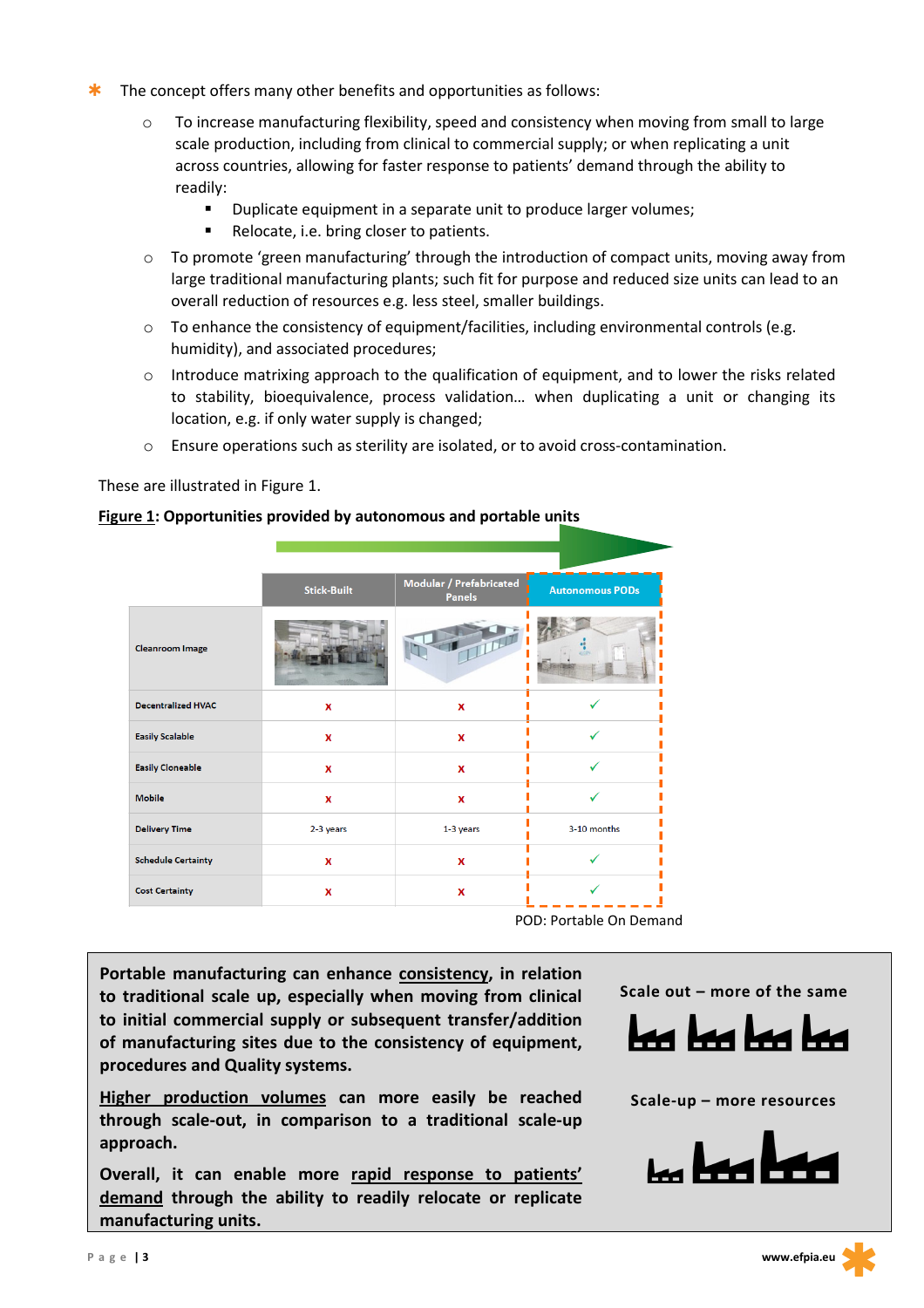* The concept offers many other benefits and opportunities as follows:
    - To increase manufacturing flexibility, speed and consistency when moving from small to large scale production, including from clinical to commercial supply; or when replicating a unit across countries, allowing for faster response to patients' demand through the ability to readily:
        - Duplicate equipment in a separate unit to produce larger volumes;
        - Relocate, i.e. bring closer to patients.
    - To promote 'green manufacturing' through the introduction of compact units, moving away from large traditional manufacturing plants; such fit for purpose and reduced size units can lead to an overall reduction of resources e.g. less steel, smaller buildings.
    - To enhance the consistency of equipment/facilities, including environmental controls (e.g. humidity), and associated procedures;
    - Introduce matrixing approach to the qualification of equipment, and to lower the risks related to stability, bioequivalence, process validation… when duplicating a unit or changing its location, e.g. if only water supply is changed;
    - Ensure operations such as sterility are isolated, or to avoid cross-contamination.

These are illustrated in Figure 1.

**Figure 1: Opportunities provided by autonomous and portable units**

| | Stick-Built | Modular / Prefabricated Panels | Autonomous PODs |
|---|---|---|---|
| Cleanroom Image | | | |
| Decentralized HVAC | x | x | ✓ |
| Easily Scalable | x | x | ✓ |
| Easily Cloneable | x | x | ✓ |
| Mobile | x | x | ✓ |
| Delivery Time | 2-3 years | 1-3 years | 3-10 months |
| Schedule Certainty | x | x | ✓ |
| Cost Certainty | x | x | ✓ |

POD: Portable On Demand

**Portable manufacturing can enhance <u>consistency</u>, in relation to traditional scale up, especially when moving from clinical to initial commercial supply or subsequent transfer/addition of manufacturing sites due to the consistency of equipment, procedures and Quality systems.**

**<u>Higher production volumes</u> can more easily be reached through scale-out, in comparison to a traditional scale-up approach.**

**Overall, it can enable more <u>rapid response to patients' demand</u> through the ability to readily relocate or replicate manufacturing units.**

**Scale out – more of the same**

**Scale-up – more resources**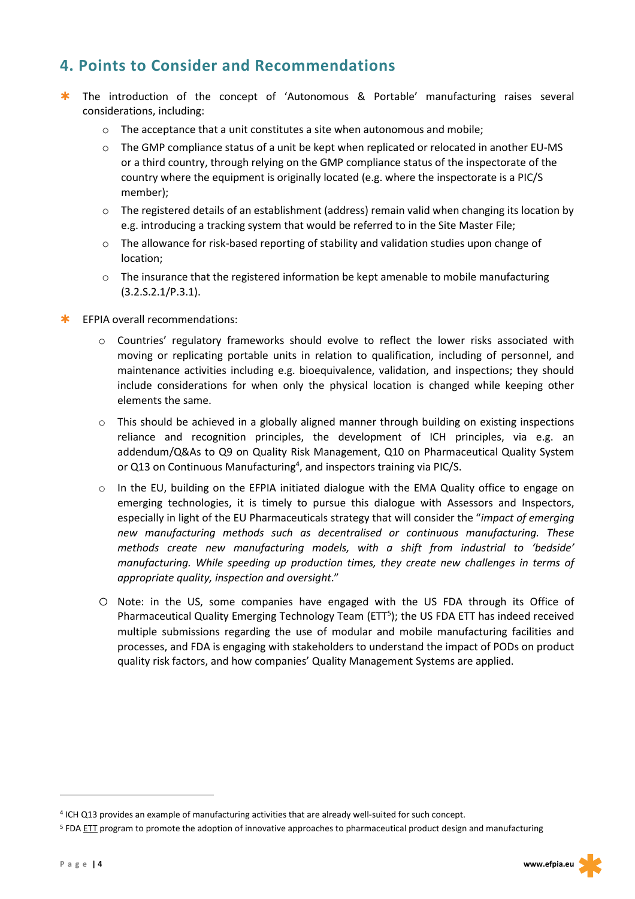## 4. Points to Consider and Recommendations

- The introduction of the concept of 'Autonomous & Portable' manufacturing raises several considerations, including:
  - The acceptance that a unit constitutes a site when autonomous and mobile;
  - The GMP compliance status of a unit be kept when replicated or relocated in another EU-MS or a third country, through relying on the GMP compliance status of the inspectorate of the country where the equipment is originally located (e.g. where the inspectorate is a PIC/S member);
  - The registered details of an establishment (address) remain valid when changing its location by e.g. introducing a tracking system that would be referred to in the Site Master File;
  - The allowance for risk-based reporting of stability and validation studies upon change of location;
  - The insurance that the registered information be kept amenable to mobile manufacturing (3.2.S.2.1/P.3.1).
- EFPIA overall recommendations:
  - Countries' regulatory frameworks should evolve to reflect the lower risks associated with moving or replicating portable units in relation to qualification, including of personnel, and maintenance activities including e.g. bioequivalence, validation, and inspections; they should include considerations for when only the physical location is changed while keeping other elements the same.
  - This should be achieved in a globally aligned manner through building on existing inspections reliance and recognition principles, the development of ICH principles, via e.g. an addendum/Q&As to Q9 on Quality Risk Management, Q10 on Pharmaceutical Quality System or Q13 on Continuous Manufacturing[4], and inspectors training via PIC/S.
  - In the EU, building on the EFPIA initiated dialogue with the EMA Quality office to engage on emerging technologies, it is timely to pursue this dialogue with Assessors and Inspectors, especially in light of the EU Pharmaceuticals strategy that will consider the "*impact of emerging new manufacturing methods such as decentralised or continuous manufacturing. These methods create new manufacturing models, with a shift from industrial to 'bedside' manufacturing. While speeding up production times, they create new challenges in terms of appropriate quality, inspection and oversight*."
  - Note: in the US, some companies have engaged with the US FDA through its Office of Pharmaceutical Quality Emerging Technology Team (ETT[5]); the US FDA ETT has indeed received multiple submissions regarding the use of modular and mobile manufacturing facilities and processes, and FDA is engaging with stakeholders to understand the impact of PODs on product quality risk factors, and how companies' Quality Management Systems are applied.

---

[4] ICH Q13 provides an example of manufacturing activities that are already well-suited for such concept.

[5] FDA ETT program to promote the adoption of innovative approaches to pharmaceutical product design and manufacturing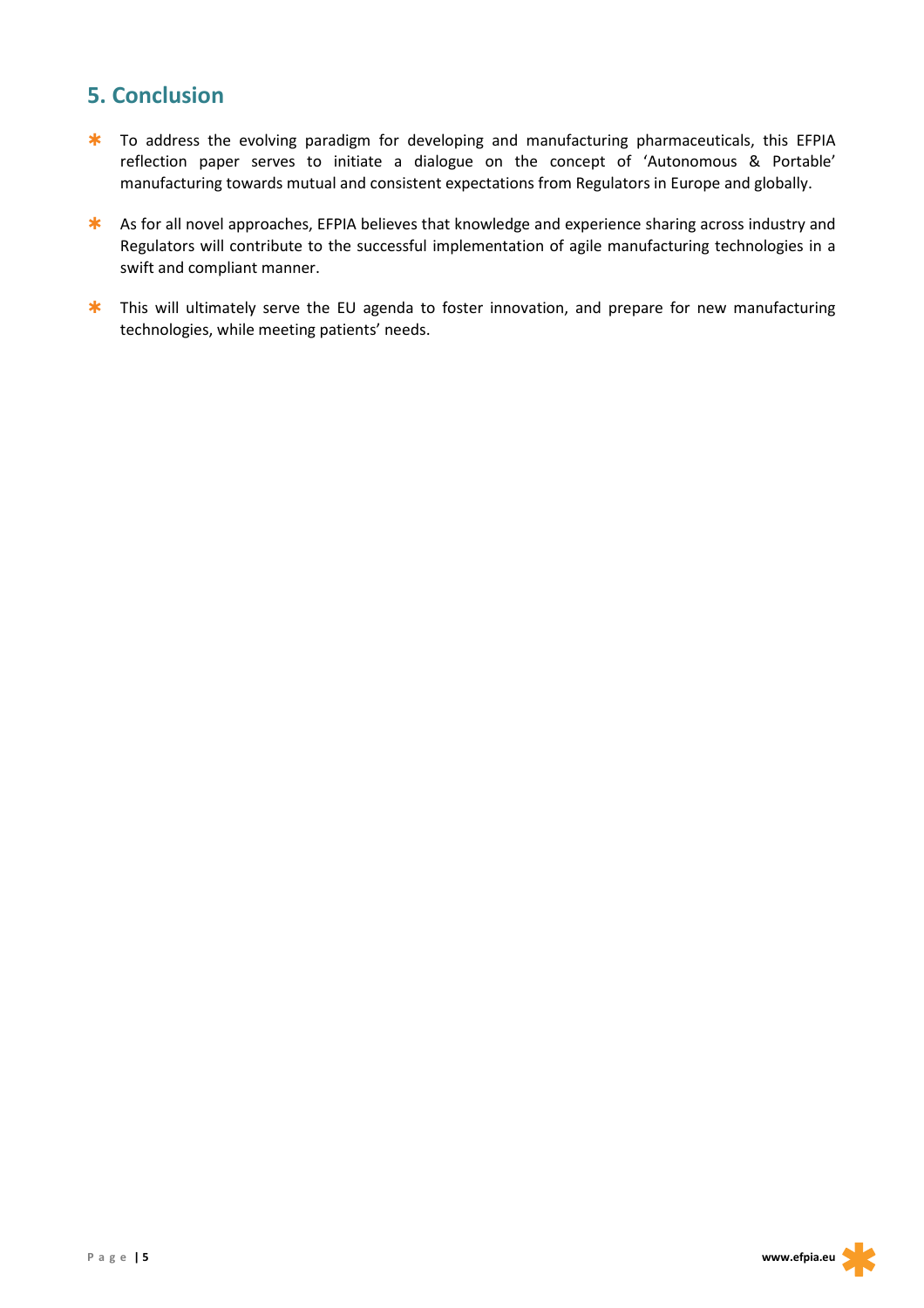## 5. Conclusion

- To address the evolving paradigm for developing and manufacturing pharmaceuticals, this EFPIA reflection paper serves to initiate a dialogue on the concept of 'Autonomous & Portable' manufacturing towards mutual and consistent expectations from Regulators in Europe and globally.
- As for all novel approaches, EFPIA believes that knowledge and experience sharing across industry and Regulators will contribute to the successful implementation of agile manufacturing technologies in a swift and compliant manner.
- This will ultimately serve the EU agenda to foster innovation, and prepare for new manufacturing technologies, while meeting patients' needs.